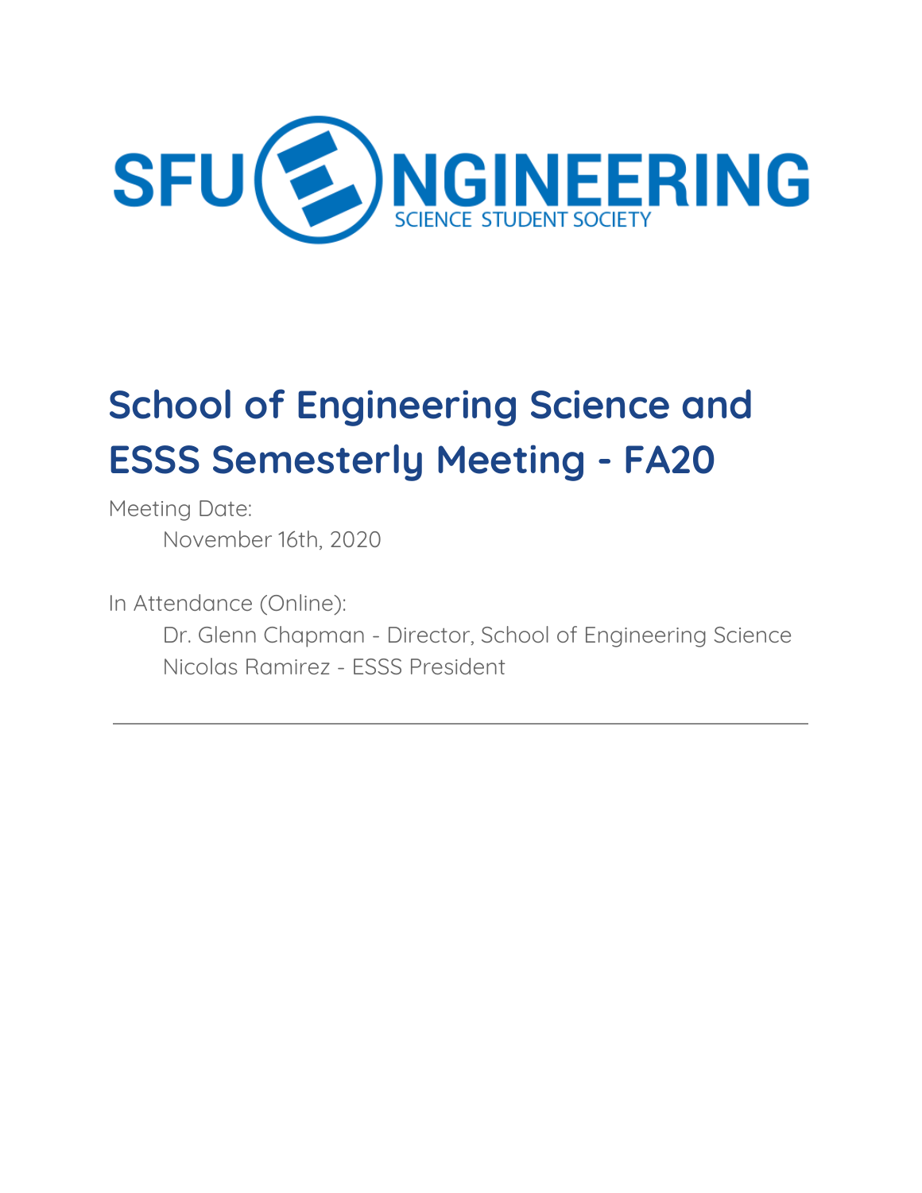# School of Engineering Science and ESSS Semesterly Meeting - FA20

Meeting Date:

November 16th, 2020

In Attendance (Online):

Dr. Glenn Chapman - Director, School of Engineering Science
Nicolas Ramirez - ESSS President

---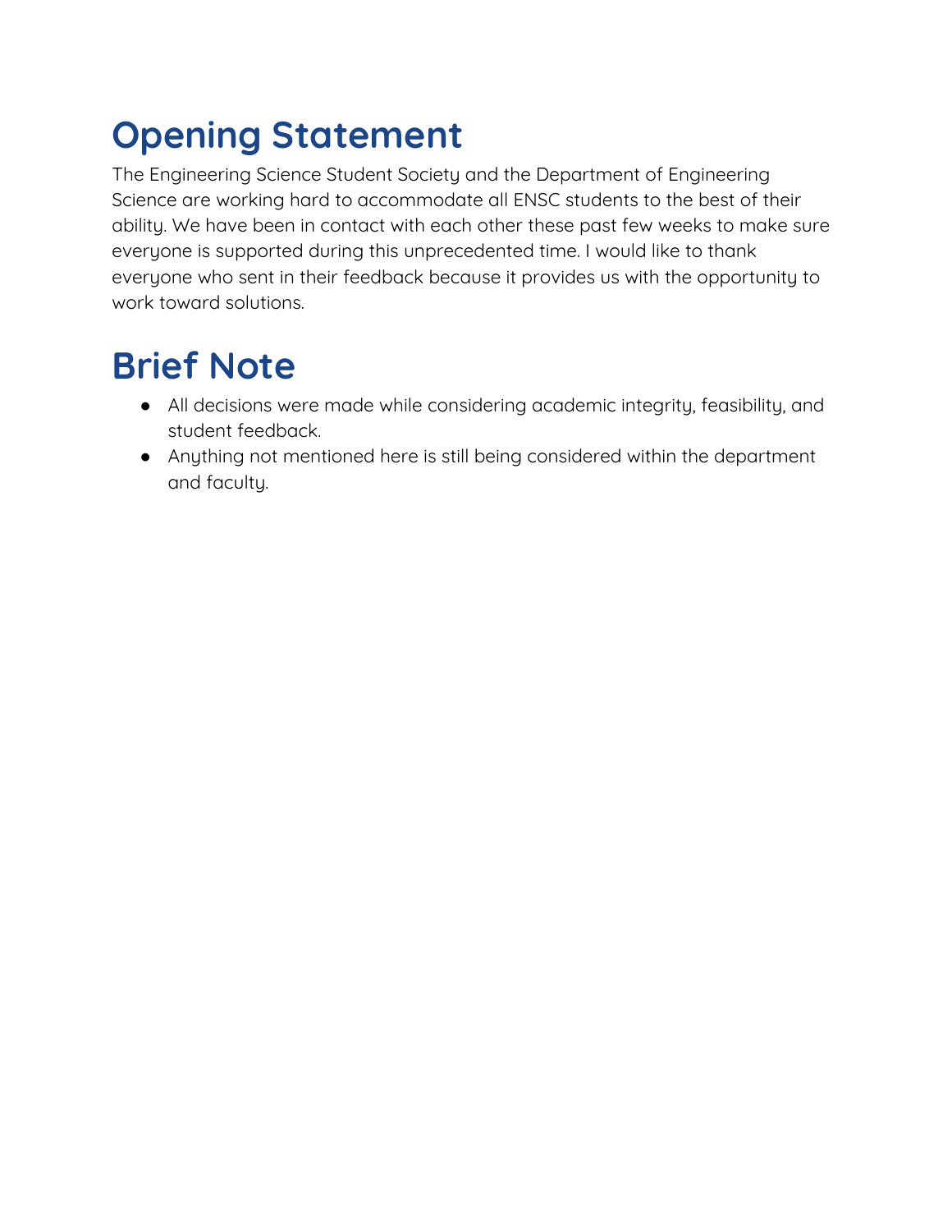# Opening Statement

The Engineering Science Student Society and the Department of Engineering Science are working hard to accommodate all ENSC students to the best of their ability. We have been in contact with each other these past few weeks to make sure everyone is supported during this unprecedented time. I would like to thank everyone who sent in their feedback because it provides us with the opportunity to work toward solutions.

# Brief Note

- All decisions were made while considering academic integrity, feasibility, and student feedback.
- Anything not mentioned here is still being considered within the department and faculty.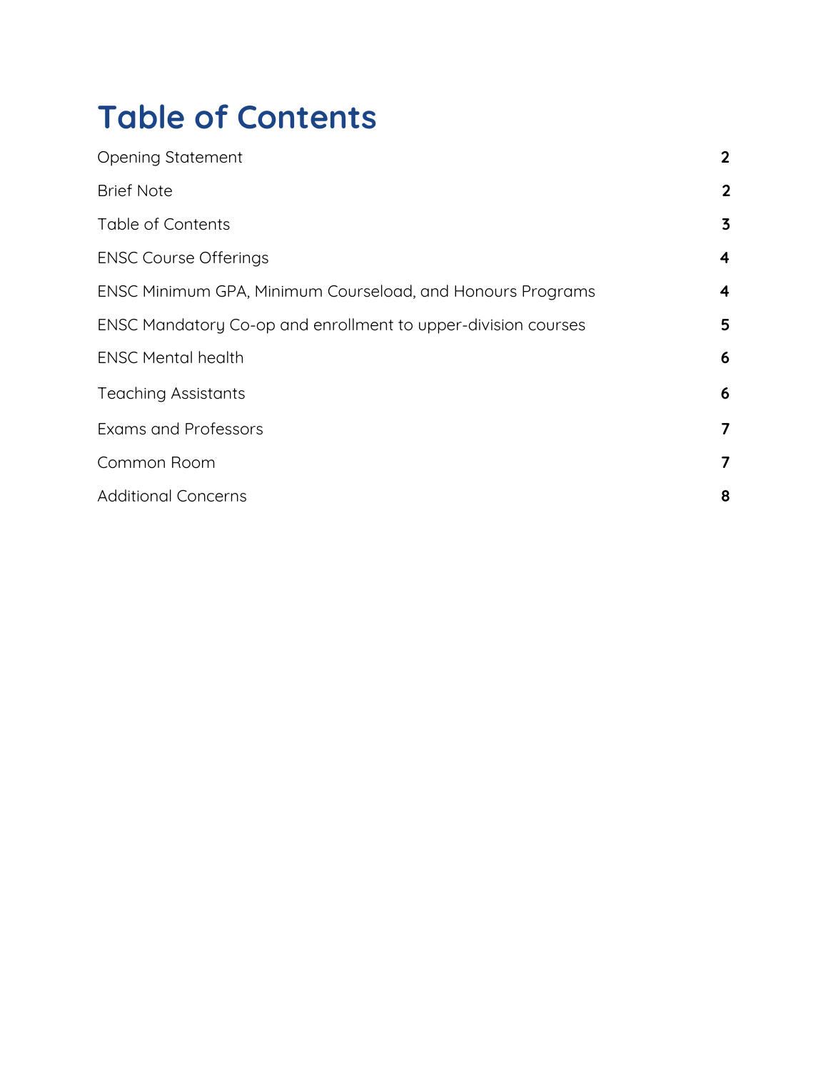# Table of Contents

| | |
|---|---|
| Opening Statement | **2** |
| Brief Note | **2** |
| Table of Contents | **3** |
| ENSC Course Offerings | **4** |
| ENSC Minimum GPA, Minimum Courseload, and Honours Programs | **4** |
| ENSC Mandatory Co-op and enrollment to upper-division courses | **5** |
| ENSC Mental health | **6** |
| Teaching Assistants | **6** |
| Exams and Professors | **7** |
| Common Room | **7** |
| Additional Concerns | **8** |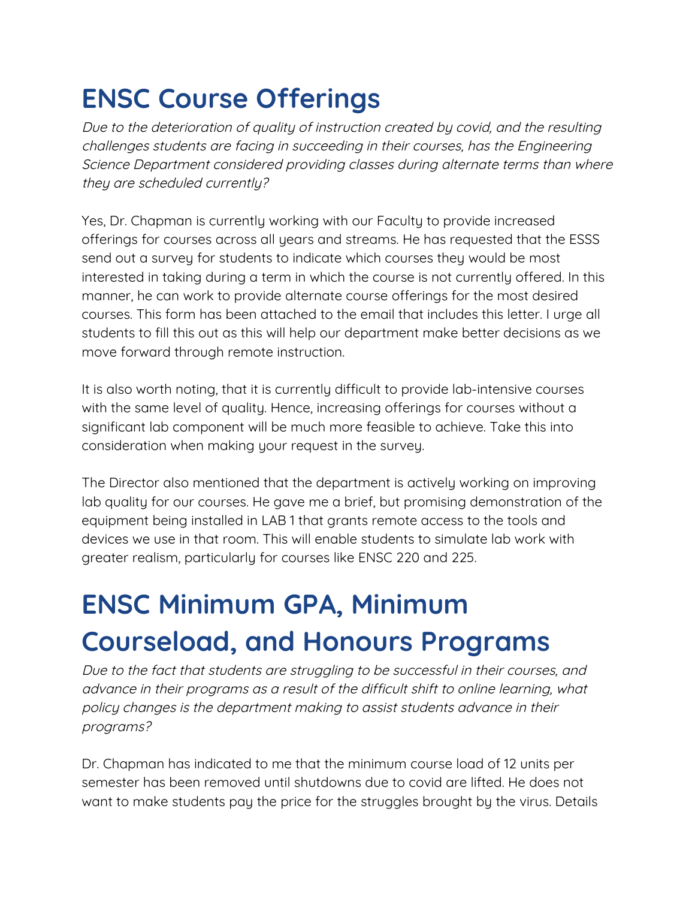# ENSC Course Offerings

*Due to the deterioration of quality of instruction created by covid, and the resulting challenges students are facing in succeeding in their courses, has the Engineering Science Department considered providing classes during alternate terms than where they are scheduled currently?*

Yes, Dr. Chapman is currently working with our Faculty to provide increased offerings for courses across all years and streams. He has requested that the ESSS send out a survey for students to indicate which courses they would be most interested in taking during a term in which the course is not currently offered. In this manner, he can work to provide alternate course offerings for the most desired courses. This form has been attached to the email that includes this letter. I urge all students to fill this out as this will help our department make better decisions as we move forward through remote instruction.

It is also worth noting, that it is currently difficult to provide lab-intensive courses with the same level of quality. Hence, increasing offerings for courses without a significant lab component will be much more feasible to achieve. Take this into consideration when making your request in the survey.

The Director also mentioned that the department is actively working on improving lab quality for our courses. He gave me a brief, but promising demonstration of the equipment being installed in LAB 1 that grants remote access to the tools and devices we use in that room. This will enable students to simulate lab work with greater realism, particularly for courses like ENSC 220 and 225.

# ENSC Minimum GPA, Minimum Courseload, and Honours Programs

*Due to the fact that students are struggling to be successful in their courses, and advance in their programs as a result of the difficult shift to online learning, what policy changes is the department making to assist students advance in their programs?*

Dr. Chapman has indicated to me that the minimum course load of 12 units per semester has been removed until shutdowns due to covid are lifted. He does not want to make students pay the price for the struggles brought by the virus. Details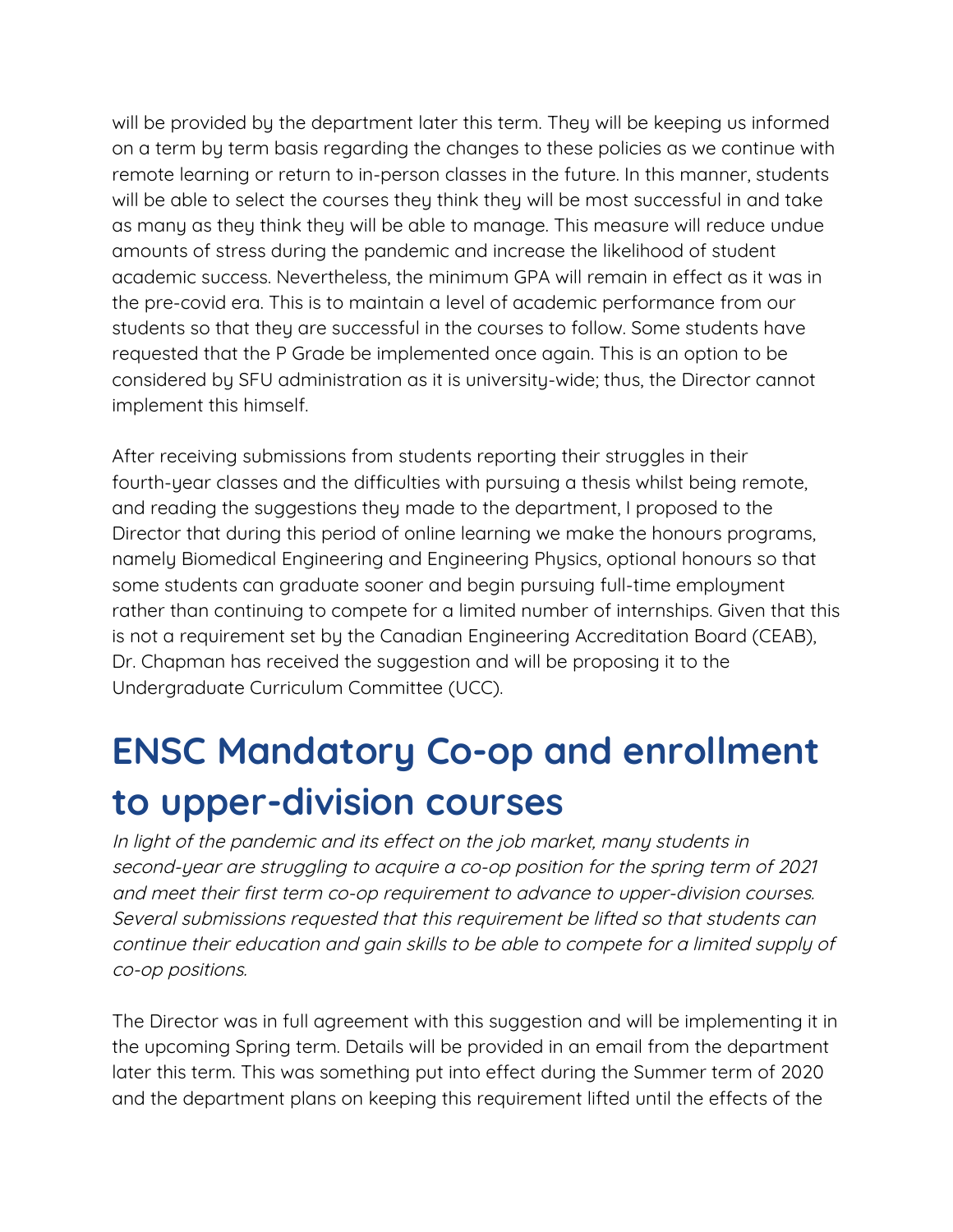will be provided by the department later this term. They will be keeping us informed on a term by term basis regarding the changes to these policies as we continue with remote learning or return to in-person classes in the future. In this manner, students will be able to select the courses they think they will be most successful in and take as many as they think they will be able to manage. This measure will reduce undue amounts of stress during the pandemic and increase the likelihood of student academic success. Nevertheless, the minimum GPA will remain in effect as it was in the pre-covid era. This is to maintain a level of academic performance from our students so that they are successful in the courses to follow. Some students have requested that the P Grade be implemented once again. This is an option to be considered by SFU administration as it is university-wide; thus, the Director cannot implement this himself.

After receiving submissions from students reporting their struggles in their fourth-year classes and the difficulties with pursuing a thesis whilst being remote, and reading the suggestions they made to the department, I proposed to the Director that during this period of online learning we make the honours programs, namely Biomedical Engineering and Engineering Physics, optional honours so that some students can graduate sooner and begin pursuing full-time employment rather than continuing to compete for a limited number of internships. Given that this is not a requirement set by the Canadian Engineering Accreditation Board (CEAB), Dr. Chapman has received the suggestion and will be proposing it to the Undergraduate Curriculum Committee (UCC).

# ENSC Mandatory Co-op and enrollment to upper-division courses

*In light of the pandemic and its effect on the job market, many students in second-year are struggling to acquire a co-op position for the spring term of 2021 and meet their first term co-op requirement to advance to upper-division courses. Several submissions requested that this requirement be lifted so that students can continue their education and gain skills to be able to compete for a limited supply of co-op positions.*

The Director was in full agreement with this suggestion and will be implementing it in the upcoming Spring term. Details will be provided in an email from the department later this term. This was something put into effect during the Summer term of 2020 and the department plans on keeping this requirement lifted until the effects of the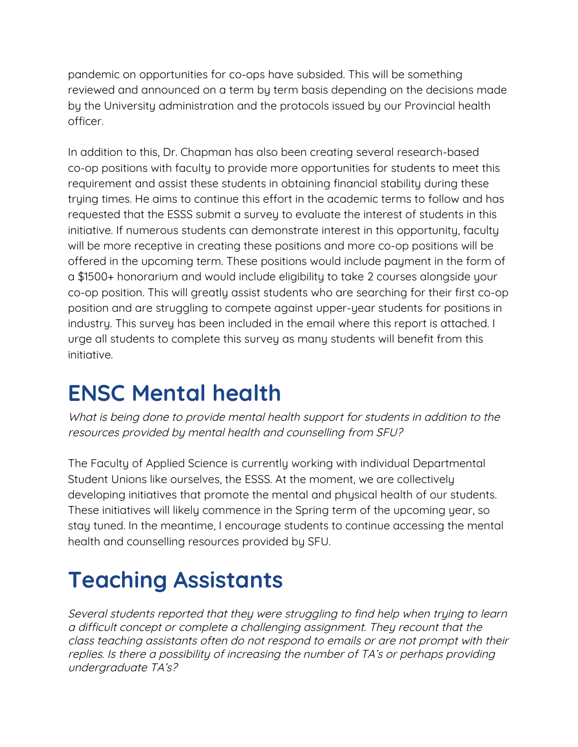pandemic on opportunities for co-ops have subsided. This will be something reviewed and announced on a term by term basis depending on the decisions made by the University administration and the protocols issued by our Provincial health officer.

In addition to this, Dr. Chapman has also been creating several research-based co-op positions with faculty to provide more opportunities for students to meet this requirement and assist these students in obtaining financial stability during these trying times. He aims to continue this effort in the academic terms to follow and has requested that the ESSS submit a survey to evaluate the interest of students in this initiative. If numerous students can demonstrate interest in this opportunity, faculty will be more receptive in creating these positions and more co-op positions will be offered in the upcoming term. These positions would include payment in the form of a $1500+ honorarium and would include eligibility to take 2 courses alongside your co-op position. This will greatly assist students who are searching for their first co-op position and are struggling to compete against upper-year students for positions in industry. This survey has been included in the email where this report is attached. I urge all students to complete this survey as many students will benefit from this initiative.

# ENSC Mental health

*What is being done to provide mental health support for students in addition to the resources provided by mental health and counselling from SFU?*

The Faculty of Applied Science is currently working with individual Departmental Student Unions like ourselves, the ESSS. At the moment, we are collectively developing initiatives that promote the mental and physical health of our students. These initiatives will likely commence in the Spring term of the upcoming year, so stay tuned. In the meantime, I encourage students to continue accessing the mental health and counselling resources provided by SFU.

# Teaching Assistants

*Several students reported that they were struggling to find help when trying to learn a difficult concept or complete a challenging assignment. They recount that the class teaching assistants often do not respond to emails or are not prompt with their replies. Is there a possibility of increasing the number of TA's or perhaps providing undergraduate TA's?*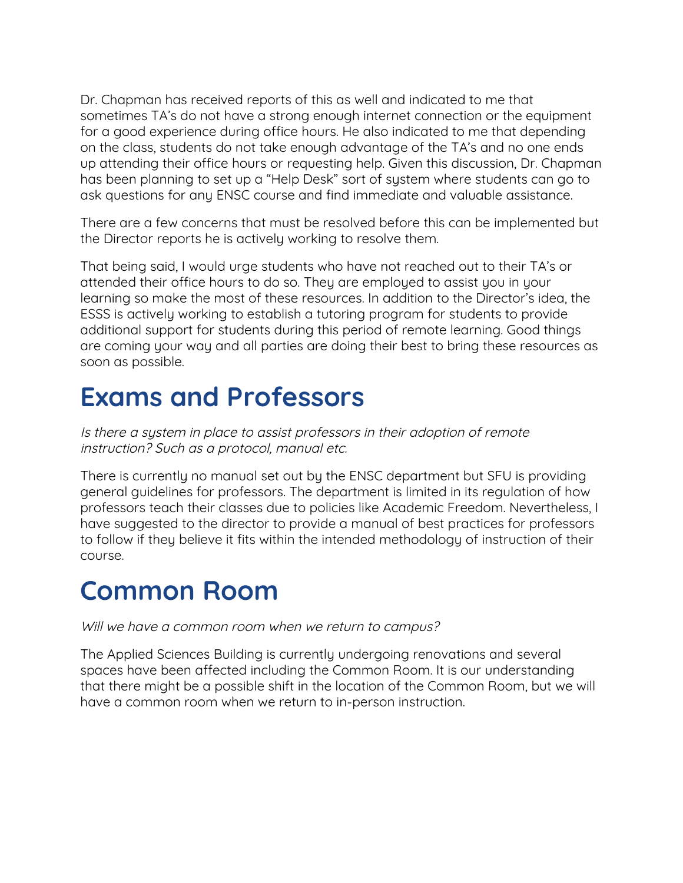Dr. Chapman has received reports of this as well and indicated to me that sometimes TA's do not have a strong enough internet connection or the equipment for a good experience during office hours. He also indicated to me that depending on the class, students do not take enough advantage of the TA's and no one ends up attending their office hours or requesting help. Given this discussion, Dr. Chapman has been planning to set up a "Help Desk" sort of system where students can go to ask questions for any ENSC course and find immediate and valuable assistance.

There are a few concerns that must be resolved before this can be implemented but the Director reports he is actively working to resolve them.

That being said, I would urge students who have not reached out to their TA's or attended their office hours to do so. They are employed to assist you in your learning so make the most of these resources. In addition to the Director's idea, the ESSS is actively working to establish a tutoring program for students to provide additional support for students during this period of remote learning. Good things are coming your way and all parties are doing their best to bring these resources as soon as possible.

# Exams and Professors

*Is there a system in place to assist professors in their adoption of remote instruction? Such as a protocol, manual etc.*

There is currently no manual set out by the ENSC department but SFU is providing general guidelines for professors. The department is limited in its regulation of how professors teach their classes due to policies like Academic Freedom. Nevertheless, I have suggested to the director to provide a manual of best practices for professors to follow if they believe it fits within the intended methodology of instruction of their course.

# Common Room

*Will we have a common room when we return to campus?*

The Applied Sciences Building is currently undergoing renovations and several spaces have been affected including the Common Room. It is our understanding that there might be a possible shift in the location of the Common Room, but we will have a common room when we return to in-person instruction.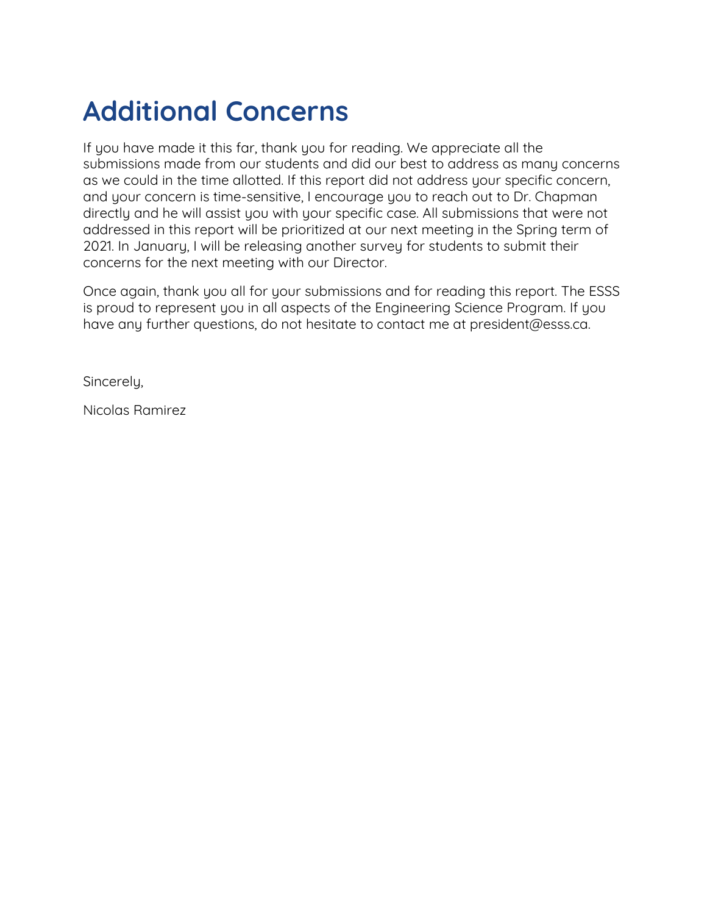# Additional Concerns

If you have made it this far, thank you for reading. We appreciate all the submissions made from our students and did our best to address as many concerns as we could in the time allotted. If this report did not address your specific concern, and your concern is time-sensitive, I encourage you to reach out to Dr. Chapman directly and he will assist you with your specific case. All submissions that were not addressed in this report will be prioritized at our next meeting in the Spring term of 2021. In January, I will be releasing another survey for students to submit their concerns for the next meeting with our Director.

Once again, thank you all for your submissions and for reading this report. The ESSS is proud to represent you in all aspects of the Engineering Science Program. If you have any further questions, do not hesitate to contact me at president@esss.ca.

Sincerely,

Nicolas Ramirez